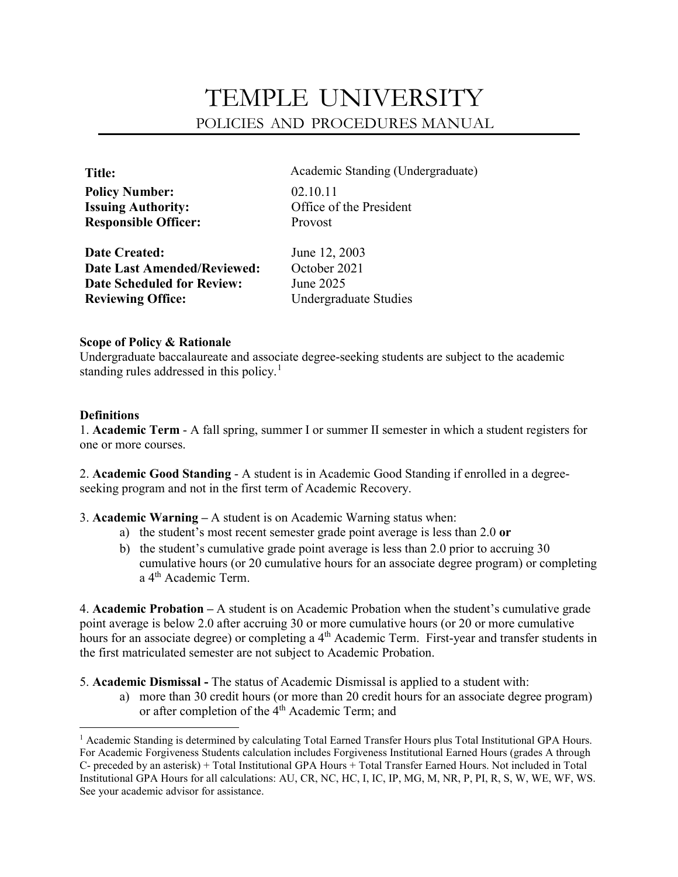# TEMPLE UNIVERSITY

## POLICIES AND PROCEDURES MANUAL

| | |
|---|---|
| **Title:** | Academic Standing (Undergraduate) |
| **Policy Number:** | 02.10.11 |
| **Issuing Authority:** | Office of the President |
| **Responsible Officer:** | Provost |
| **Date Created:** | June 12, 2003 |
| **Date Last Amended/Reviewed:** | October 2021 |
| **Date Scheduled for Review:** | June 2025 |
| **Reviewing Office:** | Undergraduate Studies |

**Scope of Policy & Rationale**

Undergraduate baccalaureate and associate degree-seeking students are subject to the academic standing rules addressed in this policy.[1]

**Definitions**

1. **Academic Term** - A fall spring, summer I or summer II semester in which a student registers for one or more courses.

2. **Academic Good Standing** - A student is in Academic Good Standing if enrolled in a degree-seeking program and not in the first term of Academic Recovery.

3. **Academic Warning –** A student is on Academic Warning status when:
   a) the student's most recent semester grade point average is less than 2.0 **or**
   b) the student's cumulative grade point average is less than 2.0 prior to accruing 30 cumulative hours (or 20 cumulative hours for an associate degree program) or completing a 4th Academic Term.

4. **Academic Probation –** A student is on Academic Probation when the student's cumulative grade point average is below 2.0 after accruing 30 or more cumulative hours (or 20 or more cumulative hours for an associate degree) or completing a 4th Academic Term. First-year and transfer students in the first matriculated semester are not subject to Academic Probation.

5. **Academic Dismissal -** The status of Academic Dismissal is applied to a student with:
   a) more than 30 credit hours (or more than 20 credit hours for an associate degree program) or after completion of the 4th Academic Term; and

---

[1] Academic Standing is determined by calculating Total Earned Transfer Hours plus Total Institutional GPA Hours. For Academic Forgiveness Students calculation includes Forgiveness Institutional Earned Hours (grades A through C- preceded by an asterisk) + Total Institutional GPA Hours + Total Transfer Earned Hours. Not included in Total Institutional GPA Hours for all calculations: AU, CR, NC, HC, I, IC, IP, MG, M, NR, P, PI, R, S, W, WE, WF, WS. See your academic advisor for assistance.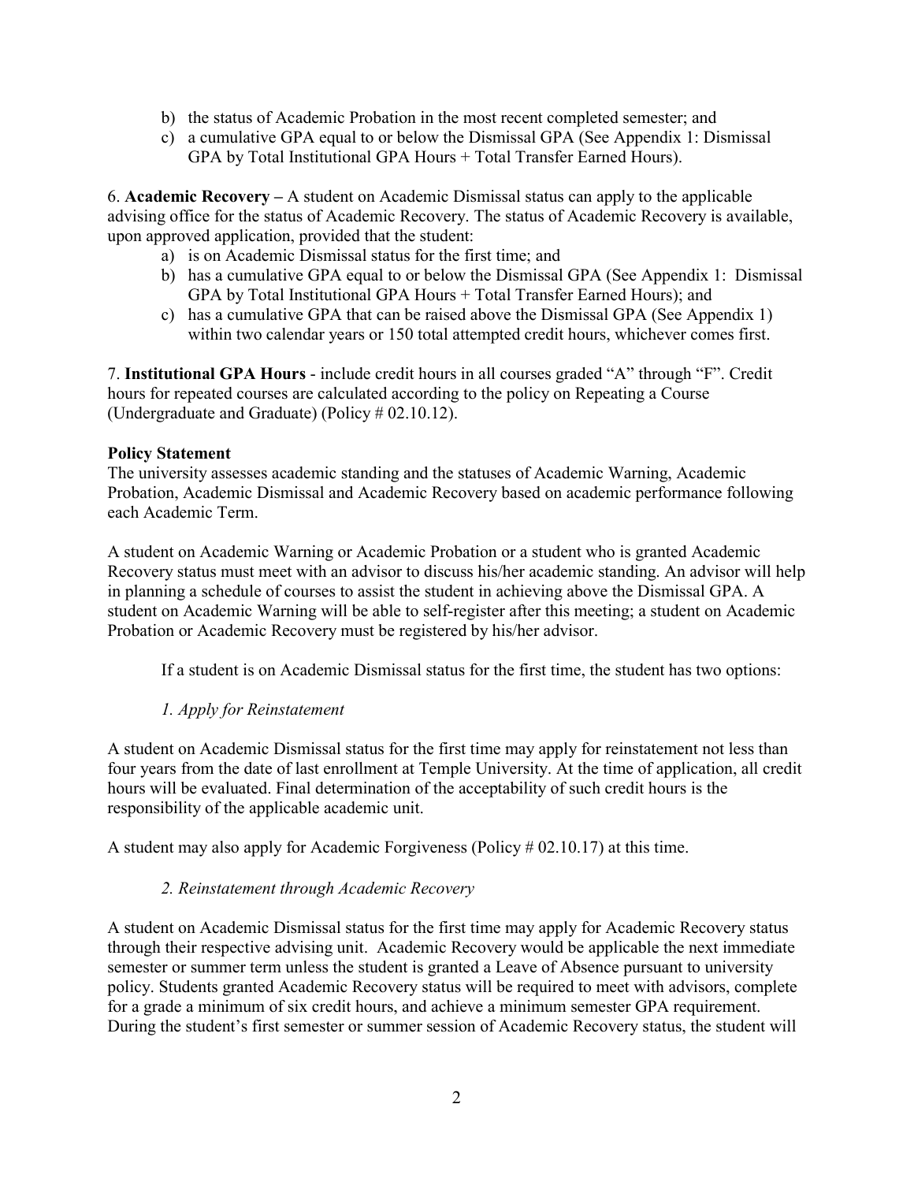b) the status of Academic Probation in the most recent completed semester; and
c) a cumulative GPA equal to or below the Dismissal GPA (See Appendix 1: Dismissal GPA by Total Institutional GPA Hours + Total Transfer Earned Hours).

6. **Academic Recovery –** A student on Academic Dismissal status can apply to the applicable advising office for the status of Academic Recovery. The status of Academic Recovery is available, upon approved application, provided that the student:

a) is on Academic Dismissal status for the first time; and
b) has a cumulative GPA equal to or below the Dismissal GPA (See Appendix 1: Dismissal GPA by Total Institutional GPA Hours + Total Transfer Earned Hours); and
c) has a cumulative GPA that can be raised above the Dismissal GPA (See Appendix 1) within two calendar years or 150 total attempted credit hours, whichever comes first.

7. **Institutional GPA Hours** - include credit hours in all courses graded "A" through "F". Credit hours for repeated courses are calculated according to the policy on Repeating a Course (Undergraduate and Graduate) (Policy # 02.10.12).

**Policy Statement**

The university assesses academic standing and the statuses of Academic Warning, Academic Probation, Academic Dismissal and Academic Recovery based on academic performance following each Academic Term.

A student on Academic Warning or Academic Probation or a student who is granted Academic Recovery status must meet with an advisor to discuss his/her academic standing. An advisor will help in planning a schedule of courses to assist the student in achieving above the Dismissal GPA. A student on Academic Warning will be able to self-register after this meeting; a student on Academic Probation or Academic Recovery must be registered by his/her advisor.

If a student is on Academic Dismissal status for the first time, the student has two options:

*1. Apply for Reinstatement*

A student on Academic Dismissal status for the first time may apply for reinstatement not less than four years from the date of last enrollment at Temple University. At the time of application, all credit hours will be evaluated. Final determination of the acceptability of such credit hours is the responsibility of the applicable academic unit.

A student may also apply for Academic Forgiveness (Policy # 02.10.17) at this time.

*2. Reinstatement through Academic Recovery*

A student on Academic Dismissal status for the first time may apply for Academic Recovery status through their respective advising unit. Academic Recovery would be applicable the next immediate semester or summer term unless the student is granted a Leave of Absence pursuant to university policy. Students granted Academic Recovery status will be required to meet with advisors, complete for a grade a minimum of six credit hours, and achieve a minimum semester GPA requirement. During the student's first semester or summer session of Academic Recovery status, the student will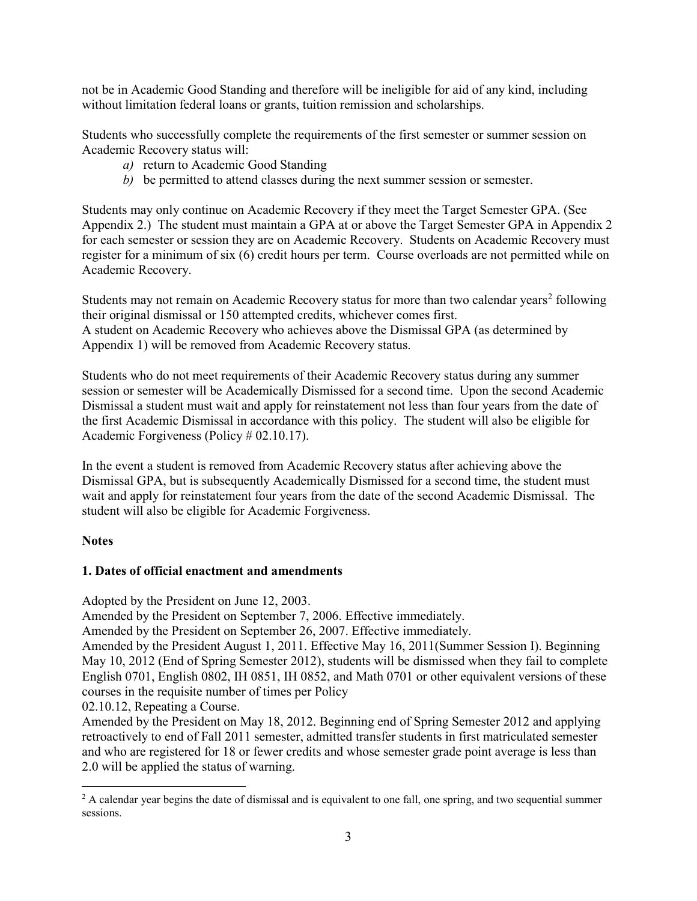not be in Academic Good Standing and therefore will be ineligible for aid of any kind, including without limitation federal loans or grants, tuition remission and scholarships.

Students who successfully complete the requirements of the first semester or summer session on Academic Recovery status will:

- *a)* return to Academic Good Standing
- *b)* be permitted to attend classes during the next summer session or semester.

Students may only continue on Academic Recovery if they meet the Target Semester GPA. (See Appendix 2.) The student must maintain a GPA at or above the Target Semester GPA in Appendix 2 for each semester or session they are on Academic Recovery. Students on Academic Recovery must register for a minimum of six (6) credit hours per term. Course overloads are not permitted while on Academic Recovery.

Students may not remain on Academic Recovery status for more than two calendar years[2] following their original dismissal or 150 attempted credits, whichever comes first.
A student on Academic Recovery who achieves above the Dismissal GPA (as determined by Appendix 1) will be removed from Academic Recovery status.

Students who do not meet requirements of their Academic Recovery status during any summer session or semester will be Academically Dismissed for a second time. Upon the second Academic Dismissal a student must wait and apply for reinstatement not less than four years from the date of the first Academic Dismissal in accordance with this policy. The student will also be eligible for Academic Forgiveness (Policy # 02.10.17).

In the event a student is removed from Academic Recovery status after achieving above the Dismissal GPA, but is subsequently Academically Dismissed for a second time, the student must wait and apply for reinstatement four years from the date of the second Academic Dismissal. The student will also be eligible for Academic Forgiveness.

**Notes**

**1. Dates of official enactment and amendments**

Adopted by the President on June 12, 2003.
Amended by the President on September 7, 2006. Effective immediately.
Amended by the President on September 26, 2007. Effective immediately.
Amended by the President August 1, 2011. Effective May 16, 2011(Summer Session I). Beginning May 10, 2012 (End of Spring Semester 2012), students will be dismissed when they fail to complete English 0701, English 0802, IH 0851, IH 0852, and Math 0701 or other equivalent versions of these courses in the requisite number of times per Policy
02.10.12, Repeating a Course.
Amended by the President on May 18, 2012. Beginning end of Spring Semester 2012 and applying retroactively to end of Fall 2011 semester, admitted transfer students in first matriculated semester and who are registered for 18 or fewer credits and whose semester grade point average is less than 2.0 will be applied the status of warning.

[2] A calendar year begins the date of dismissal and is equivalent to one fall, one spring, and two sequential summer sessions.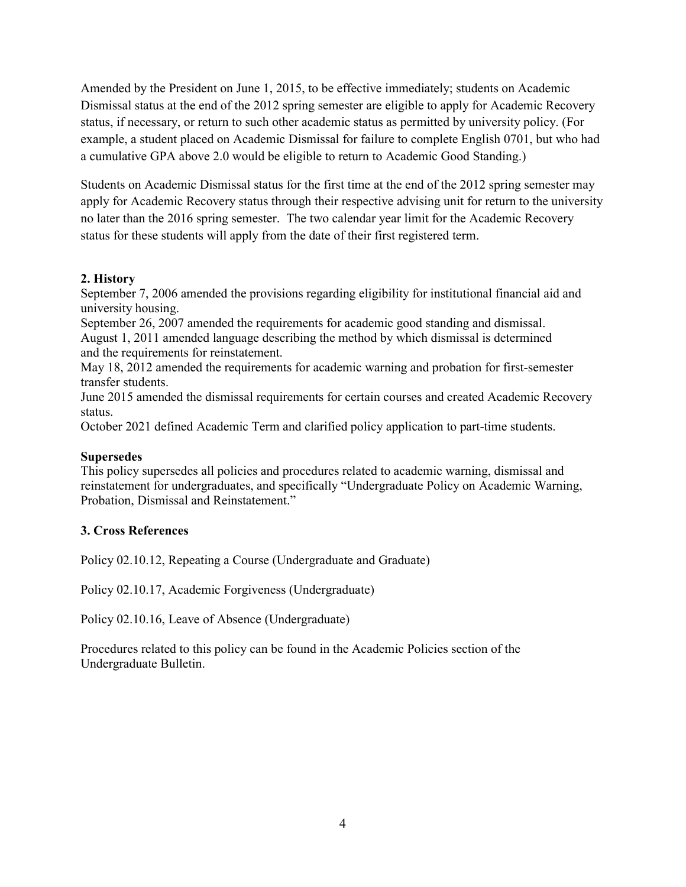Amended by the President on June 1, 2015, to be effective immediately; students on Academic Dismissal status at the end of the 2012 spring semester are eligible to apply for Academic Recovery status, if necessary, or return to such other academic status as permitted by university policy. (For example, a student placed on Academic Dismissal for failure to complete English 0701, but who had a cumulative GPA above 2.0 would be eligible to return to Academic Good Standing.)

Students on Academic Dismissal status for the first time at the end of the 2012 spring semester may apply for Academic Recovery status through their respective advising unit for return to the university no later than the 2016 spring semester. The two calendar year limit for the Academic Recovery status for these students will apply from the date of their first registered term.

**2. History**

September 7, 2006 amended the provisions regarding eligibility for institutional financial aid and university housing.
September 26, 2007 amended the requirements for academic good standing and dismissal.
August 1, 2011 amended language describing the method by which dismissal is determined and the requirements for reinstatement.
May 18, 2012 amended the requirements for academic warning and probation for first-semester transfer students.
June 2015 amended the dismissal requirements for certain courses and created Academic Recovery status.
October 2021 defined Academic Term and clarified policy application to part-time students.

**Supersedes**

This policy supersedes all policies and procedures related to academic warning, dismissal and reinstatement for undergraduates, and specifically "Undergraduate Policy on Academic Warning, Probation, Dismissal and Reinstatement."

**3. Cross References**

Policy 02.10.12, Repeating a Course (Undergraduate and Graduate)

Policy 02.10.17, Academic Forgiveness (Undergraduate)

Policy 02.10.16, Leave of Absence (Undergraduate)

Procedures related to this policy can be found in the Academic Policies section of the Undergraduate Bulletin.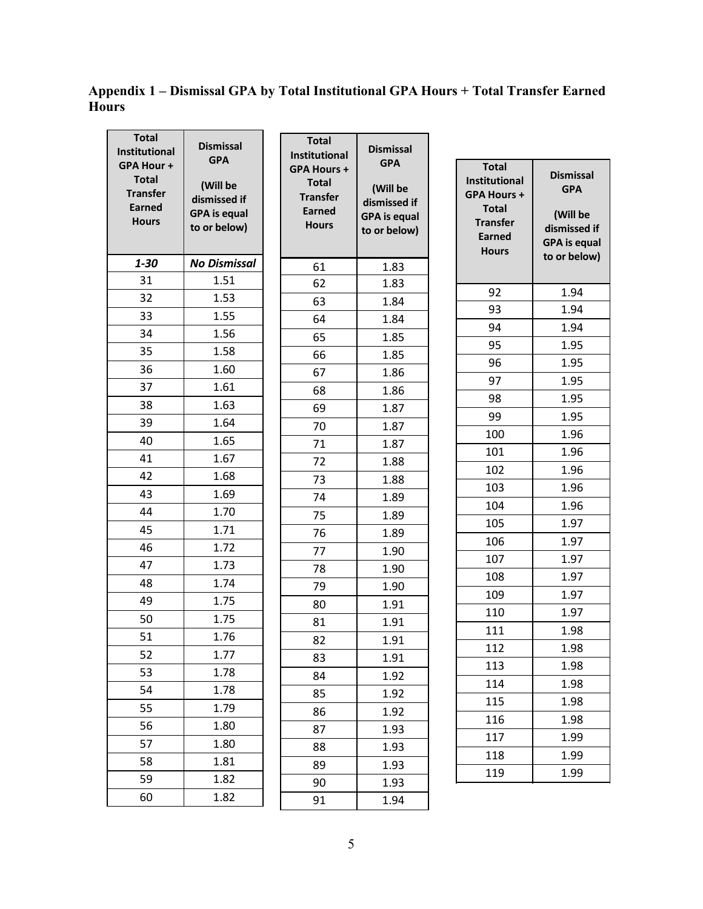## Appendix 1 – Dismissal GPA by Total Institutional GPA Hours + Total Transfer Earned Hours

| Total Institutional GPA Hour + Total Transfer Earned Hours | Dismissal GPA (Will be dismissed if GPA is equal to or below) |
|---|---|
| ***1-30*** | ***No Dismissal*** |
| 31 | 1.51 |
| 32 | 1.53 |
| 33 | 1.55 |
| 34 | 1.56 |
| 35 | 1.58 |
| 36 | 1.60 |
| 37 | 1.61 |
| 38 | 1.63 |
| 39 | 1.64 |
| 40 | 1.65 |
| 41 | 1.67 |
| 42 | 1.68 |
| 43 | 1.69 |
| 44 | 1.70 |
| 45 | 1.71 |
| 46 | 1.72 |
| 47 | 1.73 |
| 48 | 1.74 |
| 49 | 1.75 |
| 50 | 1.75 |
| 51 | 1.76 |
| 52 | 1.77 |
| 53 | 1.78 |
| 54 | 1.78 |
| 55 | 1.79 |
| 56 | 1.80 |
| 57 | 1.80 |
| 58 | 1.81 |
| 59 | 1.82 |
| 60 | 1.82 |

| Total Institutional GPA Hours + Total Transfer Earned Hours | Dismissal GPA (Will be dismissed if GPA is equal to or below) |
|---|---|
| 61 | 1.83 |
| 62 | 1.83 |
| 63 | 1.84 |
| 64 | 1.84 |
| 65 | 1.85 |
| 66 | 1.85 |
| 67 | 1.86 |
| 68 | 1.86 |
| 69 | 1.87 |
| 70 | 1.87 |
| 71 | 1.87 |
| 72 | 1.88 |
| 73 | 1.88 |
| 74 | 1.89 |
| 75 | 1.89 |
| 76 | 1.89 |
| 77 | 1.90 |
| 78 | 1.90 |
| 79 | 1.90 |
| 80 | 1.91 |
| 81 | 1.91 |
| 82 | 1.91 |
| 83 | 1.91 |
| 84 | 1.92 |
| 85 | 1.92 |
| 86 | 1.92 |
| 87 | 1.93 |
| 88 | 1.93 |
| 89 | 1.93 |
| 90 | 1.93 |
| 91 | 1.94 |

| Total Institutional GPA Hours + Total Transfer Earned Hours | Dismissal GPA (Will be dismissed if GPA is equal to or below) |
|---|---|
| 92 | 1.94 |
| 93 | 1.94 |
| 94 | 1.94 |
| 95 | 1.95 |
| 96 | 1.95 |
| 97 | 1.95 |
| 98 | 1.95 |
| 99 | 1.95 |
| 100 | 1.96 |
| 101 | 1.96 |
| 102 | 1.96 |
| 103 | 1.96 |
| 104 | 1.96 |
| 105 | 1.97 |
| 106 | 1.97 |
| 107 | 1.97 |
| 108 | 1.97 |
| 109 | 1.97 |
| 110 | 1.97 |
| 111 | 1.98 |
| 112 | 1.98 |
| 113 | 1.98 |
| 114 | 1.98 |
| 115 | 1.98 |
| 116 | 1.98 |
| 117 | 1.99 |
| 118 | 1.99 |
| 119 | 1.99 |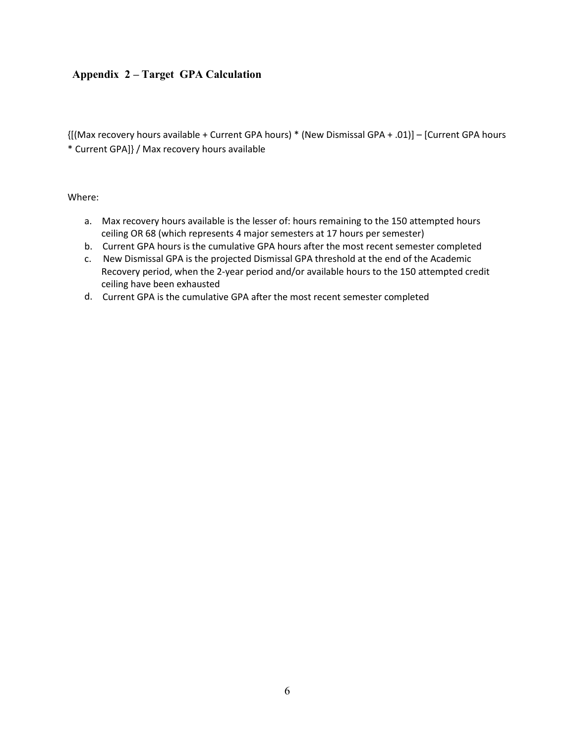## Appendix 2 – Target GPA Calculation

{[(Max recovery hours available + Current GPA hours) * (New Dismissal GPA + .01)] – [Current GPA hours * Current GPA]} / Max recovery hours available

Where:

a. Max recovery hours available is the lesser of: hours remaining to the 150 attempted hours ceiling OR 68 (which represents 4 major semesters at 17 hours per semester)
b. Current GPA hours is the cumulative GPA hours after the most recent semester completed
c. New Dismissal GPA is the projected Dismissal GPA threshold at the end of the Academic Recovery period, when the 2-year period and/or available hours to the 150 attempted credit ceiling have been exhausted
d. Current GPA is the cumulative GPA after the most recent semester completed